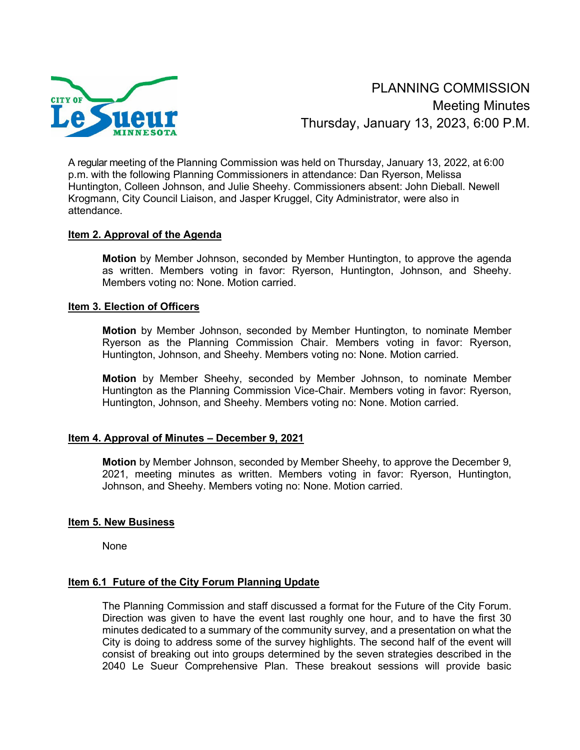# PLANNING COMMISSION

## Meeting Minutes

## Thursday, January 13, 2023, 6:00 P.M.

A regular meeting of the Planning Commission was held on Thursday, January 13, 2022, at 6:00 p.m. with the following Planning Commissioners in attendance: Dan Ryerson, Melissa Huntington, Colleen Johnson, and Julie Sheehy. Commissioners absent: John Dieball. Newell Krogmann, City Council Liaison, and Jasper Kruggel, City Administrator, were also in attendance.

### Item 2. Approval of the Agenda

**Motion** by Member Johnson, seconded by Member Huntington, to approve the agenda as written. Members voting in favor: Ryerson, Huntington, Johnson, and Sheehy. Members voting no: None. Motion carried.

### Item 3. Election of Officers

**Motion** by Member Johnson, seconded by Member Huntington, to nominate Member Ryerson as the Planning Commission Chair. Members voting in favor: Ryerson, Huntington, Johnson, and Sheehy. Members voting no: None. Motion carried.

**Motion** by Member Sheehy, seconded by Member Johnson, to nominate Member Huntington as the Planning Commission Vice-Chair. Members voting in favor: Ryerson, Huntington, Johnson, and Sheehy. Members voting no: None. Motion carried.

### Item 4. Approval of Minutes – December 9, 2021

**Motion** by Member Johnson, seconded by Member Sheehy, to approve the December 9, 2021, meeting minutes as written. Members voting in favor: Ryerson, Huntington, Johnson, and Sheehy. Members voting no: None. Motion carried.

### Item 5. New Business

None

### Item 6.1 Future of the City Forum Planning Update

The Planning Commission and staff discussed a format for the Future of the City Forum. Direction was given to have the event last roughly one hour, and to have the first 30 minutes dedicated to a summary of the community survey, and a presentation on what the City is doing to address some of the survey highlights. The second half of the event will consist of breaking out into groups determined by the seven strategies described in the 2040 Le Sueur Comprehensive Plan. These breakout sessions will provide basic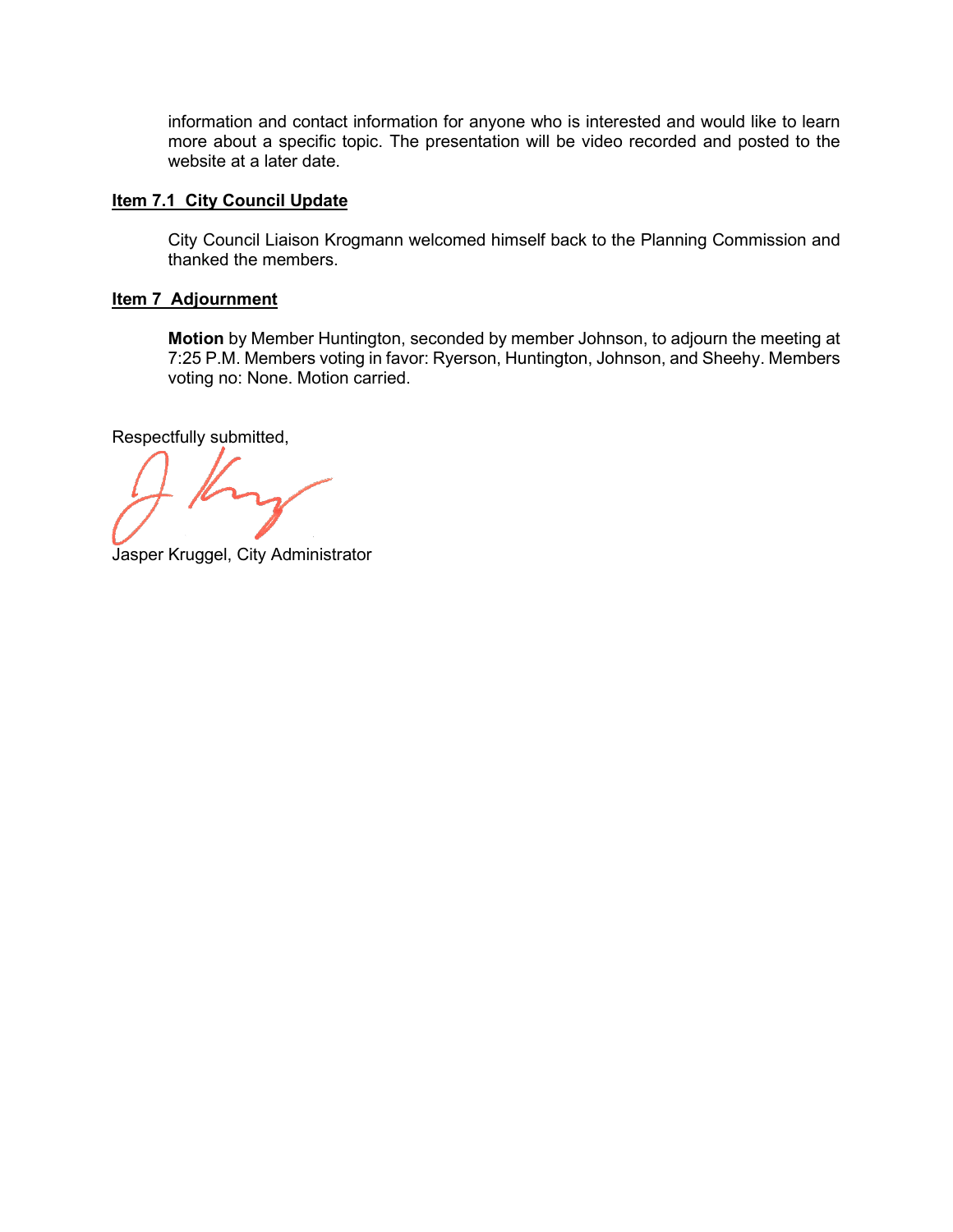information and contact information for anyone who is interested and would like to learn more about a specific topic. The presentation will be video recorded and posted to the website at a later date.

**Item 7.1 City Council Update**

City Council Liaison Krogmann welcomed himself back to the Planning Commission and thanked the members.

**Item 7 Adjournment**

**Motion** by Member Huntington, seconded by member Johnson, to adjourn the meeting at 7:25 P.M. Members voting in favor: Ryerson, Huntington, Johnson, and Sheehy. Members voting no: None. Motion carried.

Respectfully submitted,

Jasper Kruggel, City Administrator